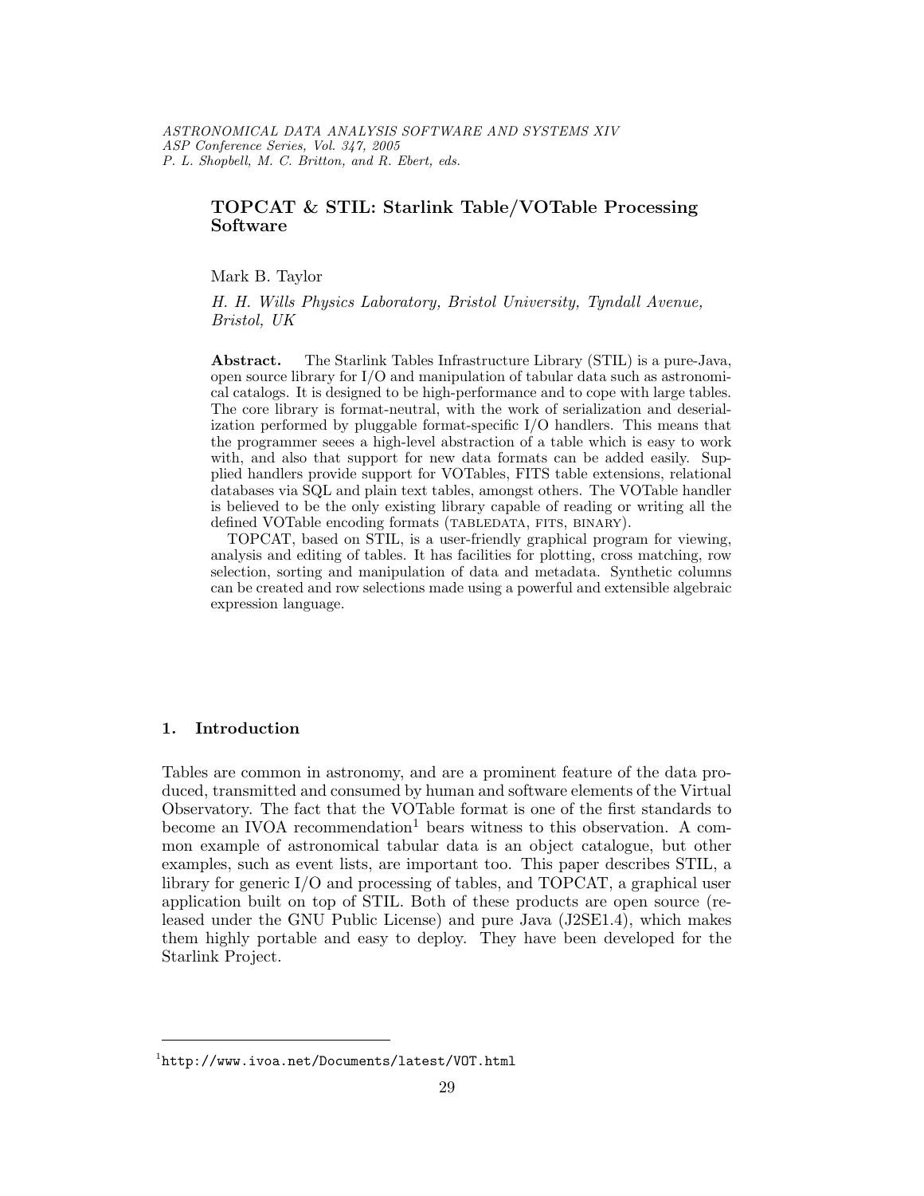*ASTRONOMICAL DATA ANALYSIS SOFTWARE AND SYSTEMS XIV*
*ASP Conference Series, Vol. 347, 2005*
*P. L. Shopbell, M. C. Britton, and R. Ebert, eds.*

# TOPCAT & STIL: Starlink Table/VOTable Processing Software

Mark B. Taylor

*H. H. Wills Physics Laboratory, Bristol University, Tyndall Avenue, Bristol, UK*

**Abstract.** The Starlink Tables Infrastructure Library (STIL) is a pure-Java, open source library for I/O and manipulation of tabular data such as astronomical catalogs. It is designed to be high-performance and to cope with large tables. The core library is format-neutral, with the work of serialization and deserialization performed by pluggable format-specific I/O handlers. This means that the programmer seees a high-level abstraction of a table which is easy to work with, and also that support for new data formats can be added easily. Supplied handlers provide support for VOTables, FITS table extensions, relational databases via SQL and plain text tables, amongst others. The VOTable handler is believed to be the only existing library capable of reading or writing all the defined VOTable encoding formats (TABLEDATA, FITS, BINARY).

TOPCAT, based on STIL, is a user-friendly graphical program for viewing, analysis and editing of tables. It has facilities for plotting, cross matching, row selection, sorting and manipulation of data and metadata. Synthetic columns can be created and row selections made using a powerful and extensible algebraic expression language.

## 1. Introduction

Tables are common in astronomy, and are a prominent feature of the data produced, transmitted and consumed by human and software elements of the Virtual Observatory. The fact that the VOTable format is one of the first standards to become an IVOA recommendation[1] bears witness to this observation. A common example of astronomical tabular data is an object catalogue, but other examples, such as event lists, are important too. This paper describes STIL, a library for generic I/O and processing of tables, and TOPCAT, a graphical user application built on top of STIL. Both of these products are open source (released under the GNU Public License) and pure Java (J2SE1.4), which makes them highly portable and easy to deploy. They have been developed for the Starlink Project.

---

[1] `http://www.ivoa.net/Documents/latest/VOT.html`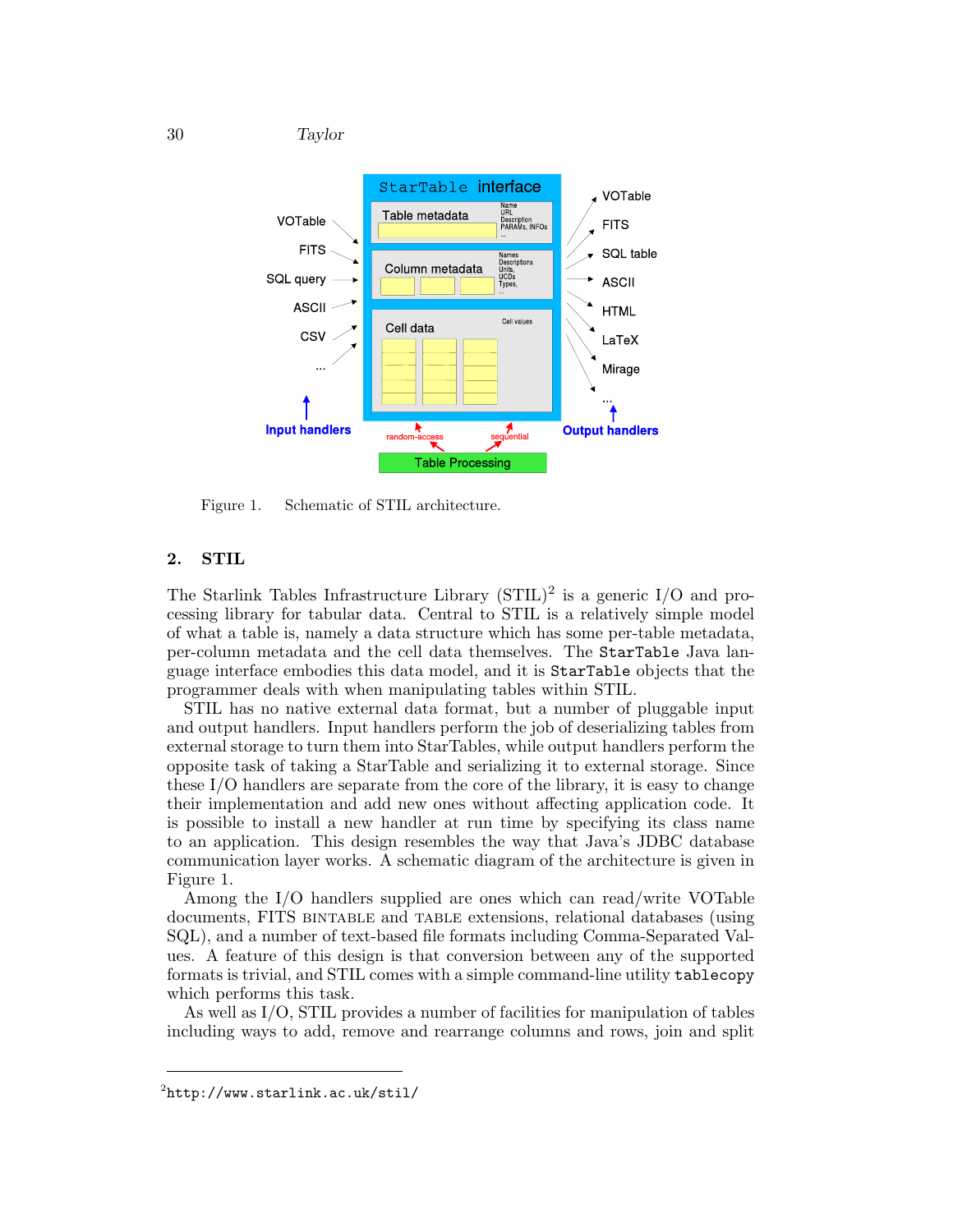StarTable interface

Table metadata

Name
URL
Description
PARAMs, INFOs
...

Column metadata

Names
Descriptions
Units,
UCDs
Types,
...

Cell data

Cell values

VOTable

FITS

SQL query

ASCII

CSV

...

Input handlers

VOTable

FITS

SQL table

ASCII

HTML

LaTeX

Mirage

...

Output handlers

random-access

sequential

Table Processing

Figure 1. Schematic of STIL architecture.

## 2. STIL

The Starlink Tables Infrastructure Library (STIL)[2] is a generic I/O and processing library for tabular data. Central to STIL is a relatively simple model of what a table is, namely a data structure which has some per-table metadata, per-column metadata and the cell data themselves. The `StarTable` Java language interface embodies this data model, and it is `StarTable` objects that the programmer deals with when manipulating tables within STIL.

STIL has no native external data format, but a number of pluggable input and output handlers. Input handlers perform the job of deserializing tables from external storage to turn them into StarTables, while output handlers perform the opposite task of taking a StarTable and serializing it to external storage. Since these I/O handlers are separate from the core of the library, it is easy to change their implementation and add new ones without affecting application code. It is possible to install a new handler at run time by specifying its class name to an application. This design resembles the way that Java's JDBC database communication layer works. A schematic diagram of the architecture is given in Figure 1.

Among the I/O handlers supplied are ones which can read/write VOTable documents, FITS BINTABLE and TABLE extensions, relational databases (using SQL), and a number of text-based file formats including Comma-Separated Values. A feature of this design is that conversion between any of the supported formats is trivial, and STIL comes with a simple command-line utility `tablecopy` which performs this task.

As well as I/O, STIL provides a number of facilities for manipulation of tables including ways to add, remove and rearrange columns and rows, join and split

[2] http://www.starlink.ac.uk/stil/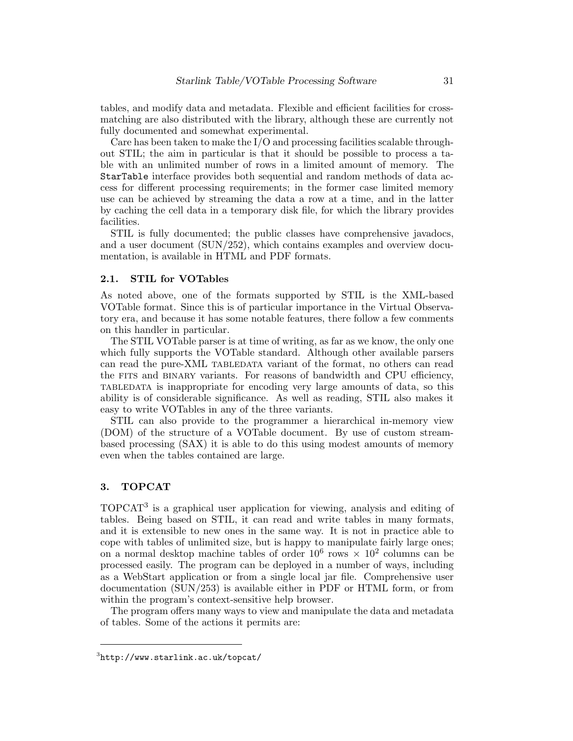tables, and modify data and metadata. Flexible and efficient facilities for cross-matching are also distributed with the library, although these are currently not fully documented and somewhat experimental.

Care has been taken to make the I/O and processing facilities scalable throughout STIL; the aim in particular is that it should be possible to process a table with an unlimited number of rows in a limited amount of memory. The `StarTable` interface provides both sequential and random methods of data access for different processing requirements; in the former case limited memory use can be achieved by streaming the data a row at a time, and in the latter by caching the cell data in a temporary disk file, for which the library provides facilities.

STIL is fully documented; the public classes have comprehensive javadocs, and a user document (SUN/252), which contains examples and overview documentation, is available in HTML and PDF formats.

### 2.1. STIL for VOTables

As noted above, one of the formats supported by STIL is the XML-based VOTable format. Since this is of particular importance in the Virtual Observatory era, and because it has some notable features, there follow a few comments on this handler in particular.

The STIL VOTable parser is at time of writing, as far as we know, the only one which fully supports the VOTable standard. Although other available parsers can read the pure-XML TABLEDATA variant of the format, no others can read the FITS and BINARY variants. For reasons of bandwidth and CPU efficiency, TABLEDATA is inappropriate for encoding very large amounts of data, so this ability is of considerable significance. As well as reading, STIL also makes it easy to write VOTables in any of the three variants.

STIL can also provide to the programmer a hierarchical in-memory view (DOM) of the structure of a VOTable document. By use of custom stream-based processing (SAX) it is able to do this using modest amounts of memory even when the tables contained are large.

## 3. TOPCAT

TOPCAT[3] is a graphical user application for viewing, analysis and editing of tables. Being based on STIL, it can read and write tables in many formats, and it is extensible to new ones in the same way. It is not in practice able to cope with tables of unlimited size, but is happy to manipulate fairly large ones; on a normal desktop machine tables of order $10^6$ rows $\times$ $10^2$ columns can be processed easily. The program can be deployed in a number of ways, including as a WebStart application or from a single local jar file. Comprehensive user documentation (SUN/253) is available either in PDF or HTML form, or from within the program's context-sensitive help browser.

The program offers many ways to view and manipulate the data and metadata of tables. Some of the actions it permits are:

---

[3] `http://www.starlink.ac.uk/topcat/`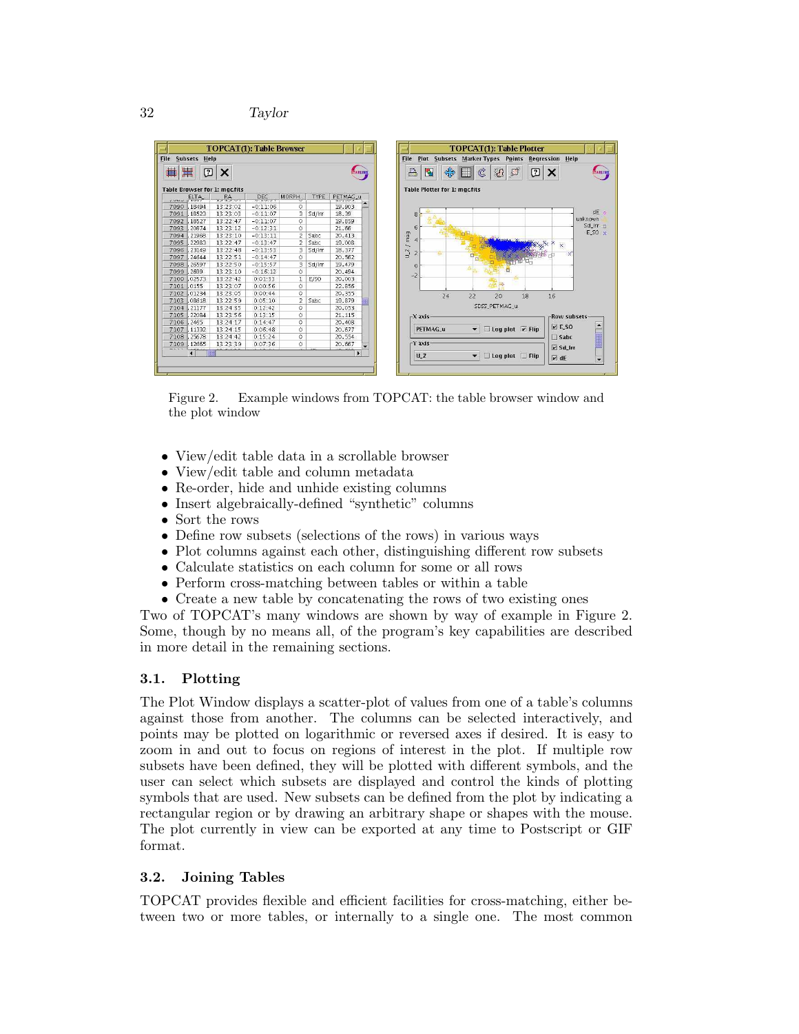Figure 2. Example windows from TOPCAT: the table browser window and the plot window

- View/edit table data in a scrollable browser
- View/edit table and column metadata
- Re-order, hide and unhide existing columns
- Insert algebraically-defined "synthetic" columns
- Sort the rows
- Define row subsets (selections of the rows) in various ways
- Plot columns against each other, distinguishing different row subsets
- Calculate statistics on each column for some or all rows
- Perform cross-matching between tables or within a table
- Create a new table by concatenating the rows of two existing ones

Two of TOPCAT's many windows are shown by way of example in Figure 2. Some, though by no means all, of the program's key capabilities are described in more detail in the remaining sections.

### 3.1. Plotting

The Plot Window displays a scatter-plot of values from one of a table's columns against those from another. The columns can be selected interactively, and points may be plotted on logarithmic or reversed axes if desired. It is easy to zoom in and out to focus on regions of interest in the plot. If multiple row subsets have been defined, they will be plotted with different symbols, and the user can select which subsets are displayed and control the kinds of plotting symbols that are used. New subsets can be defined from the plot by indicating a rectangular region or by drawing an arbitrary shape or shapes with the mouse. The plot currently in view can be exported at any time to Postscript or GIF format.

### 3.2. Joining Tables

TOPCAT provides flexible and efficient facilities for cross-matching, either between two or more tables, or internally to a single one. The most common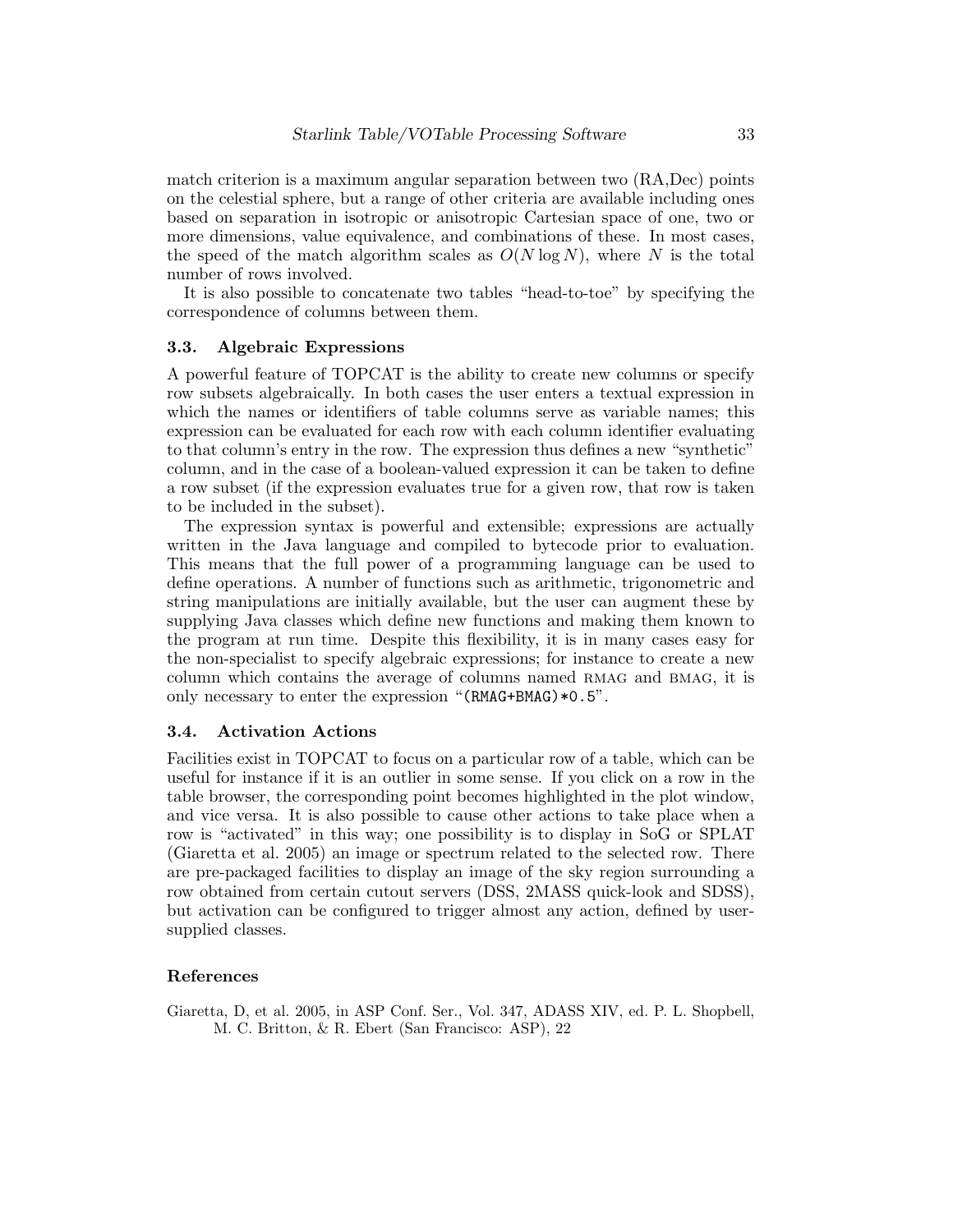match criterion is a maximum angular separation between two (RA,Dec) points on the celestial sphere, but a range of other criteria are available including ones based on separation in isotropic or anisotropic Cartesian space of one, two or more dimensions, value equivalence, and combinations of these. In most cases, the speed of the match algorithm scales as $O(N \log N)$, where $N$ is the total number of rows involved.

It is also possible to concatenate two tables "head-to-toe" by specifying the correspondence of columns between them.

### 3.3. Algebraic Expressions

A powerful feature of TOPCAT is the ability to create new columns or specify row subsets algebraically. In both cases the user enters a textual expression in which the names or identifiers of table columns serve as variable names; this expression can be evaluated for each row with each column identifier evaluating to that column's entry in the row. The expression thus defines a new "synthetic" column, and in the case of a boolean-valued expression it can be taken to define a row subset (if the expression evaluates true for a given row, that row is taken to be included in the subset).

The expression syntax is powerful and extensible; expressions are actually written in the Java language and compiled to bytecode prior to evaluation. This means that the full power of a programming language can be used to define operations. A number of functions such as arithmetic, trigonometric and string manipulations are initially available, but the user can augment these by supplying Java classes which define new functions and making them known to the program at run time. Despite this flexibility, it is in many cases easy for the non-specialist to specify algebraic expressions; for instance to create a new column which contains the average of columns named RMAG and BMAG, it is only necessary to enter the expression "`(RMAG+BMAG)*0.5`".

### 3.4. Activation Actions

Facilities exist in TOPCAT to focus on a particular row of a table, which can be useful for instance if it is an outlier in some sense. If you click on a row in the table browser, the corresponding point becomes highlighted in the plot window, and vice versa. It is also possible to cause other actions to take place when a row is "activated" in this way; one possibility is to display in SoG or SPLAT (Giaretta et al. 2005) an image or spectrum related to the selected row. There are pre-packaged facilities to display an image of the sky region surrounding a row obtained from certain cutout servers (DSS, 2MASS quick-look and SDSS), but activation can be configured to trigger almost any action, defined by user-supplied classes.

### References

Giaretta, D, et al. 2005, in ASP Conf. Ser., Vol. 347, ADASS XIV, ed. P. L. Shopbell, M. C. Britton, & R. Ebert (San Francisco: ASP), 22